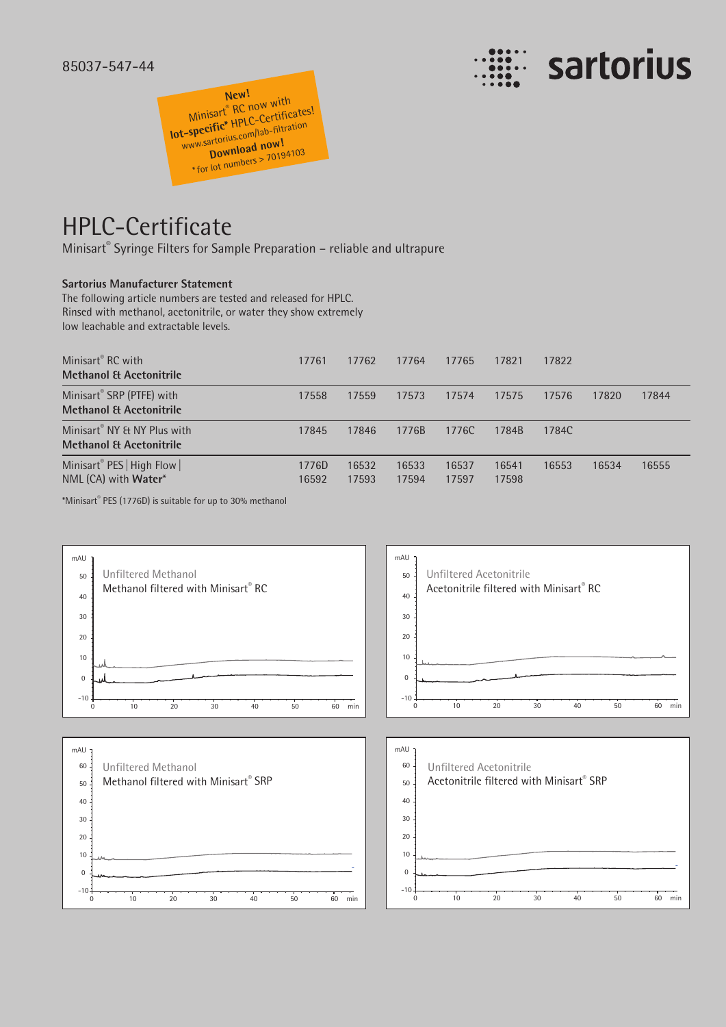85037-547-44

sartorius

**New!**
Minisart® RC now with
**lot-specific*** HPLC-Certificates!
www.sartorius.com/lab-filtration
**Download now!**
* for lot numbers > 70194103

# HPLC-Certificate

Minisart® Syringe Filters for Sample Preparation – reliable and ultrapure

### Sartorius Manufacturer Statement

The following article numbers are tested and released for HPLC. Rinsed with methanol, acetonitrile, or water they show extremely low leachable and extractable levels.

| | | | | | | | | |
|---|---|---|---|---|---|---|---|---|
| Minisart® RC with **Methanol & Acetonitrile** | 17761 | 17762 | 17764 | 17765 | 17821 | 17822 | | |
| Minisart® SRP (PTFE) with **Methanol & Acetonitrile** | 17558 | 17559 | 17573 | 17574 | 17575 | 17576 | 17820 | 17844 |
| Minisart® NY & NY Plus with **Methanol & Acetonitrile** | 17845 | 17846 | 1776B | 1776C | 1784B | 1784C | | |
| Minisart® PES \| High Flow \| NML (CA) with **Water*** | 1776D 16592 | 16532 17593 | 16533 17594 | 16537 17597 | 16541 17598 | 16553 | 16534 | 16555 |

*Minisart® PES (1776D) is suitable for up to 30% methanol

Unfiltered Methanol
Methanol filtered with Minisart® RC

Unfiltered Acetonitrile
Acetonitrile filtered with Minisart® RC

Unfiltered Methanol
Methanol filtered with Minisart® SRP

Unfiltered Acetonitrile
Acetonitrile filtered with Minisart® SRP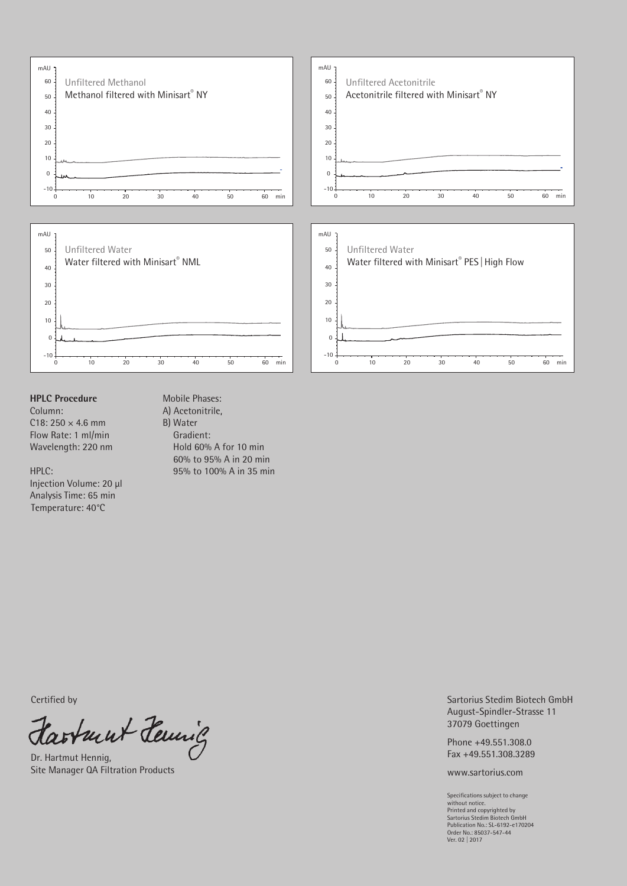mAU
60
50
40
30
20
10
0
−10
0 10 20 30 40 50 60 min

Unfiltered Methanol
Methanol filtered with Minisart® NY

mAU
60
50
40
30
20
10
0
−10
0 10 20 30 40 50 60 min

Unfiltered Acetonitrile
Acetonitrile filtered with Minisart® NY

mAU
50
40
30
20
10
0
−10
0 10 20 30 40 50 60 min

Unfiltered Water
Water filtered with Minisart® NML

mAU
50
40
30
20
10
0
−10
0 10 20 30 40 50 60 min

Unfiltered Water
Water filtered with Minisart® PES | High Flow

**HPLC Procedure**
Column:
C18: 250 × 4.6 mm
Flow Rate: 1 ml/min
Wavelength: 220 nm

HPLC:
Injection Volume: 20 µl
Analysis Time: 65 min
Temperature: 40°C

Mobile Phases:
A) Acetonitrile,
B) Water
Gradient:
Hold 60% A for 10 min
60% to 95% A in 20 min
95% to 100% A in 35 min

Certified by

Dr. Hartmut Hennig,
Site Manager QA Filtration Products

Sartorius Stedim Biotech GmbH
August-Spindler-Strasse 11
37079 Goettingen

Phone +49.551.308.0
Fax +49.551.308.3289

www.sartorius.com

Specifications subject to change without notice.
Printed and copyrighted by Sartorius Stedim Biotech GmbH
Publication No.: SL-6192-e170204
Order No.: 85037-547-44
Ver. 02 | 2017